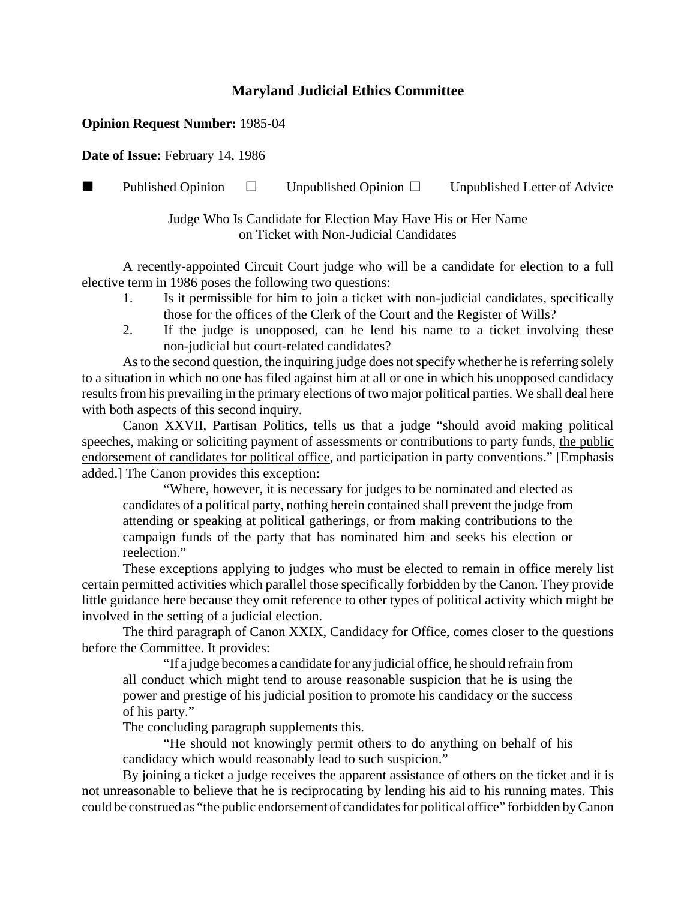# Maryland Judicial Ethics Committee

**Opinion Request Number:** 1985-04

**Date of Issue:** February 14, 1986

■ Published Opinion ☐ Unpublished Opinion ☐ Unpublished Letter of Advice

Judge Who Is Candidate for Election May Have His or Her Name on Ticket with Non-Judicial Candidates

A recently-appointed Circuit Court judge who will be a candidate for election to a full elective term in 1986 poses the following two questions:

1. Is it permissible for him to join a ticket with non-judicial candidates, specifically those for the offices of the Clerk of the Court and the Register of Wills?
2. If the judge is unopposed, can he lend his name to a ticket involving these non-judicial but court-related candidates?

As to the second question, the inquiring judge does not specify whether he is referring solely to a situation in which no one has filed against him at all or one in which his unopposed candidacy results from his prevailing in the primary elections of two major political parties. We shall deal here with both aspects of this second inquiry.

Canon XXVII, Partisan Politics, tells us that a judge "should avoid making political speeches, making or soliciting payment of assessments or contributions to party funds, <u>the public endorsement of candidates for political office</u>, and participation in party conventions." [Emphasis added.] The Canon provides this exception:

> "Where, however, it is necessary for judges to be nominated and elected as candidates of a political party, nothing herein contained shall prevent the judge from attending or speaking at political gatherings, or from making contributions to the campaign funds of the party that has nominated him and seeks his election or reelection."

These exceptions applying to judges who must be elected to remain in office merely list certain permitted activities which parallel those specifically forbidden by the Canon. They provide little guidance here because they omit reference to other types of political activity which might be involved in the setting of a judicial election.

The third paragraph of Canon XXIX, Candidacy for Office, comes closer to the questions before the Committee. It provides:

> "If a judge becomes a candidate for any judicial office, he should refrain from all conduct which might tend to arouse reasonable suspicion that he is using the power and prestige of his judicial position to promote his candidacy or the success of his party."

The concluding paragraph supplements this.

> "He should not knowingly permit others to do anything on behalf of his candidacy which would reasonably lead to such suspicion."

By joining a ticket a judge receives the apparent assistance of others on the ticket and it is not unreasonable to believe that he is reciprocating by lending his aid to his running mates. This could be construed as "the public endorsement of candidates for political office" forbidden by Canon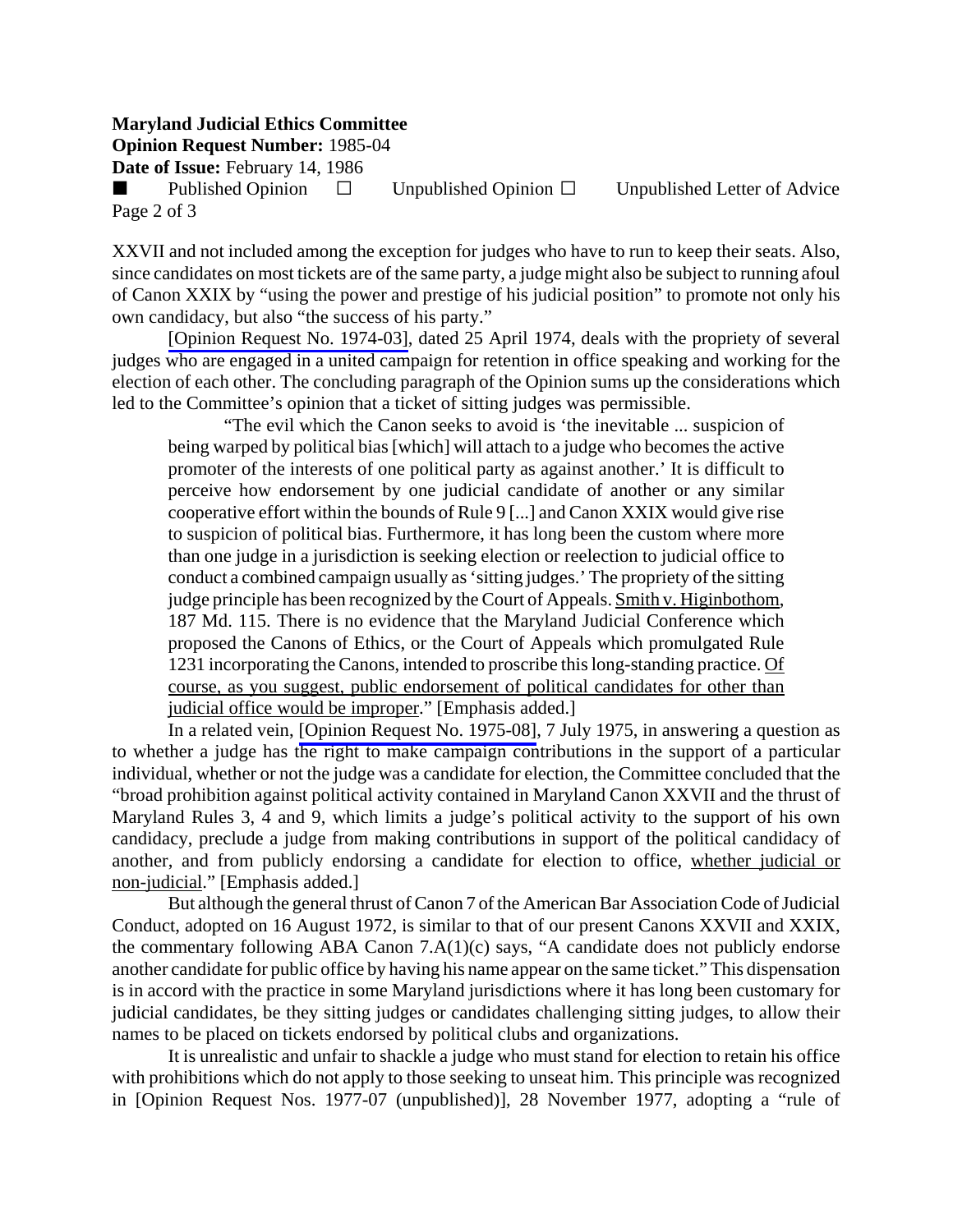XXVII and not included among the exception for judges who have to run to keep their seats. Also, since candidates on most tickets are of the same party, a judge might also be subject to running afoul of Canon XXIX by "using the power and prestige of his judicial position" to promote not only his own candidacy, but also "the success of his party."

[Opinion Request No. 1974-03], dated 25 April 1974, deals with the propriety of several judges who are engaged in a united campaign for retention in office speaking and working for the election of each other. The concluding paragraph of the Opinion sums up the considerations which led to the Committee's opinion that a ticket of sitting judges was permissible.

> "The evil which the Canon seeks to avoid is 'the inevitable ... suspicion of being warped by political bias [which] will attach to a judge who becomes the active promoter of the interests of one political party as against another.' It is difficult to perceive how endorsement by one judicial candidate of another or any similar cooperative effort within the bounds of Rule 9 [...] and Canon XXIX would give rise to suspicion of political bias. Furthermore, it has long been the custom where more than one judge in a jurisdiction is seeking election or reelection to judicial office to conduct a combined campaign usually as 'sitting judges.' The propriety of the sitting judge principle has been recognized by the Court of Appeals. Smith v. Higinbothom, 187 Md. 115. There is no evidence that the Maryland Judicial Conference which proposed the Canons of Ethics, or the Court of Appeals which promulgated Rule 1231 incorporating the Canons, intended to proscribe this long-standing practice. Of course, as you suggest, public endorsement of political candidates for other than judicial office would be improper." [Emphasis added.]

In a related vein, [Opinion Request No. 1975-08], 7 July 1975, in answering a question as to whether a judge has the right to make campaign contributions in the support of a particular individual, whether or not the judge was a candidate for election, the Committee concluded that the "broad prohibition against political activity contained in Maryland Canon XXVII and the thrust of Maryland Rules 3, 4 and 9, which limits a judge's political activity to the support of his own candidacy, preclude a judge from making contributions in support of the political candidacy of another, and from publicly endorsing a candidate for election to office, whether judicial or non-judicial." [Emphasis added.]

But although the general thrust of Canon 7 of the American Bar Association Code of Judicial Conduct, adopted on 16 August 1972, is similar to that of our present Canons XXVII and XXIX, the commentary following ABA Canon 7.A(1)(c) says, "A candidate does not publicly endorse another candidate for public office by having his name appear on the same ticket." This dispensation is in accord with the practice in some Maryland jurisdictions where it has long been customary for judicial candidates, be they sitting judges or candidates challenging sitting judges, to allow their names to be placed on tickets endorsed by political clubs and organizations.

It is unrealistic and unfair to shackle a judge who must stand for election to retain his office with prohibitions which do not apply to those seeking to unseat him. This principle was recognized in [Opinion Request Nos. 1977-07 (unpublished)], 28 November 1977, adopting a "rule of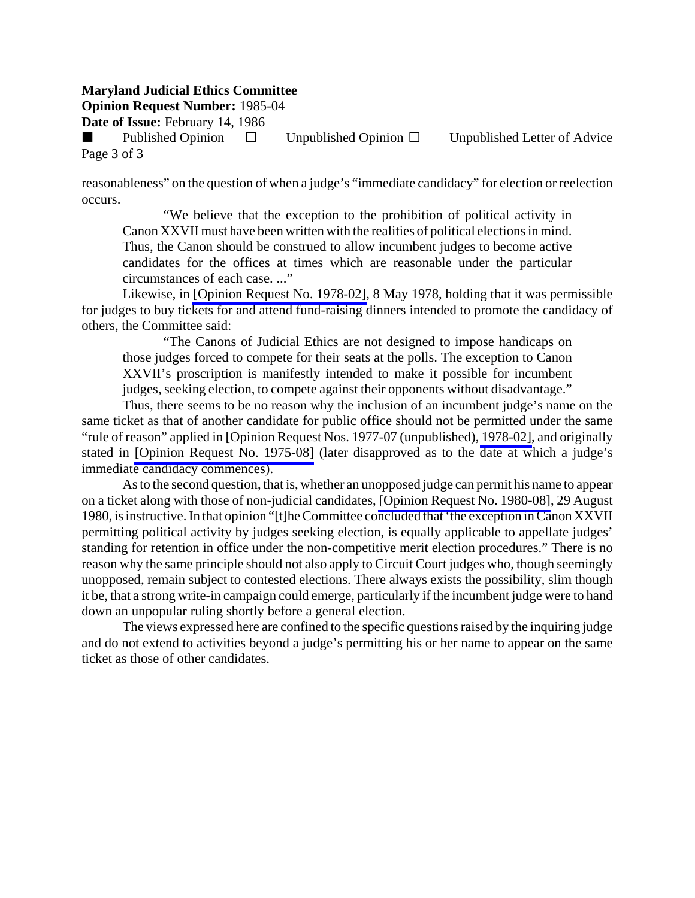reasonableness" on the question of when a judge's "immediate candidacy" for election or reelection occurs.

> "We believe that the exception to the prohibition of political activity in Canon XXVII must have been written with the realities of political elections in mind. Thus, the Canon should be construed to allow incumbent judges to become active candidates for the offices at times which are reasonable under the particular circumstances of each case. ..."

Likewise, in [Opinion Request No. 1978-02], 8 May 1978, holding that it was permissible for judges to buy tickets for and attend fund-raising dinners intended to promote the candidacy of others, the Committee said:

> "The Canons of Judicial Ethics are not designed to impose handicaps on those judges forced to compete for their seats at the polls. The exception to Canon XXVII's proscription is manifestly intended to make it possible for incumbent judges, seeking election, to compete against their opponents without disadvantage."

Thus, there seems to be no reason why the inclusion of an incumbent judge's name on the same ticket as that of another candidate for public office should not be permitted under the same "rule of reason" applied in [Opinion Request Nos. 1977-07 (unpublished), 1978-02], and originally stated in [Opinion Request No. 1975-08] (later disapproved as to the date at which a judge's immediate candidacy commences).

As to the second question, that is, whether an unopposed judge can permit his name to appear on a ticket along with those of non-judicial candidates, [Opinion Request No. 1980-08], 29 August 1980, is instructive. In that opinion "[t]he Committee concluded that 'the exception in Canon XXVII permitting political activity by judges seeking election, is equally applicable to appellate judges' standing for retention in office under the non-competitive merit election procedures." There is no reason why the same principle should not also apply to Circuit Court judges who, though seemingly unopposed, remain subject to contested elections. There always exists the possibility, slim though it be, that a strong write-in campaign could emerge, particularly if the incumbent judge were to hand down an unpopular ruling shortly before a general election.

The views expressed here are confined to the specific questions raised by the inquiring judge and do not extend to activities beyond a judge's permitting his or her name to appear on the same ticket as those of other candidates.